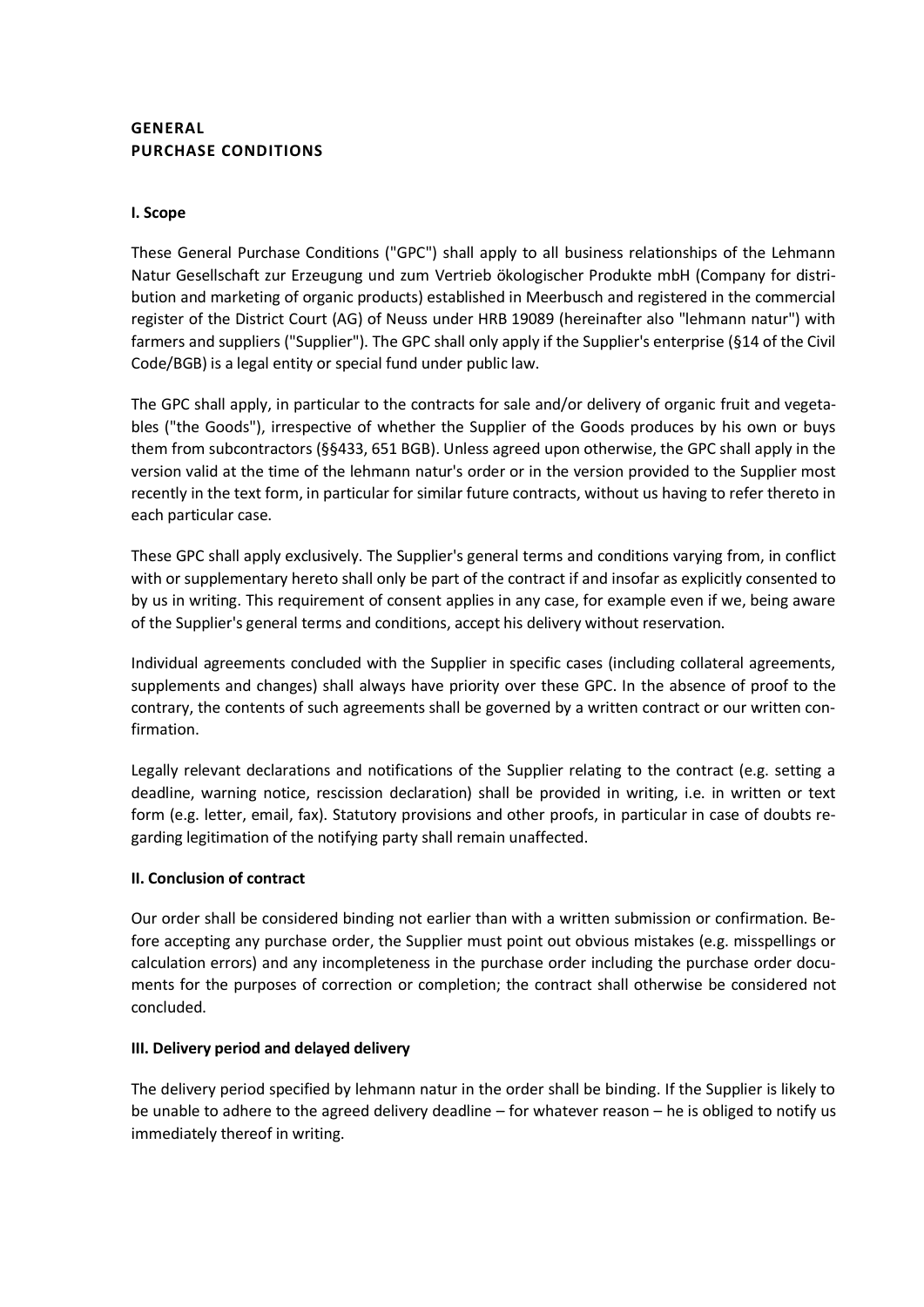# GENERAL PURCHASE CONDITIONS

## I. Scope

These General Purchase Conditions ("GPC") shall apply to all business relationships of the Lehmann Natur Gesellschaft zur Erzeugung und zum Vertrieb ökologischer Produkte mbH (Company for distribution and marketing of organic products) established in Meerbusch and registered in the commercial register of the District Court (AG) of Neuss under HRB 19089 (hereinafter also "lehmann natur") with farmers and suppliers ("Supplier"). The GPC shall only apply if the Supplier's enterprise (§14 of the Civil Code/BGB) is a legal entity or special fund under public law.

The GPC shall apply, in particular to the contracts for sale and/or delivery of organic fruit and vegetables ("the Goods"), irrespective of whether the Supplier of the Goods produces by his own or buys them from subcontractors (§§433, 651 BGB). Unless agreed upon otherwise, the GPC shall apply in the version valid at the time of the lehmann natur's order or in the version provided to the Supplier most recently in the text form, in particular for similar future contracts, without us having to refer thereto in each particular case.

These GPC shall apply exclusively. The Supplier's general terms and conditions varying from, in conflict with or supplementary hereto shall only be part of the contract if and insofar as explicitly consented to by us in writing. This requirement of consent applies in any case, for example even if we, being aware of the Supplier's general terms and conditions, accept his delivery without reservation.

Individual agreements concluded with the Supplier in specific cases (including collateral agreements, supplements and changes) shall always have priority over these GPC. In the absence of proof to the contrary, the contents of such agreements shall be governed by a written contract or our written confirmation.

Legally relevant declarations and notifications of the Supplier relating to the contract (e.g. setting a deadline, warning notice, rescission declaration) shall be provided in writing, i.e. in written or text form (e.g. letter, email, fax). Statutory provisions and other proofs, in particular in case of doubts regarding legitimation of the notifying party shall remain unaffected.

## II. Conclusion of contract

Our order shall be considered binding not earlier than with a written submission or confirmation. Before accepting any purchase order, the Supplier must point out obvious mistakes (e.g. misspellings or calculation errors) and any incompleteness in the purchase order including the purchase order documents for the purposes of correction or completion; the contract shall otherwise be considered not concluded.

## III. Delivery period and delayed delivery

The delivery period specified by lehmann natur in the order shall be binding. If the Supplier is likely to be unable to adhere to the agreed delivery deadline – for whatever reason – he is obliged to notify us immediately thereof in writing.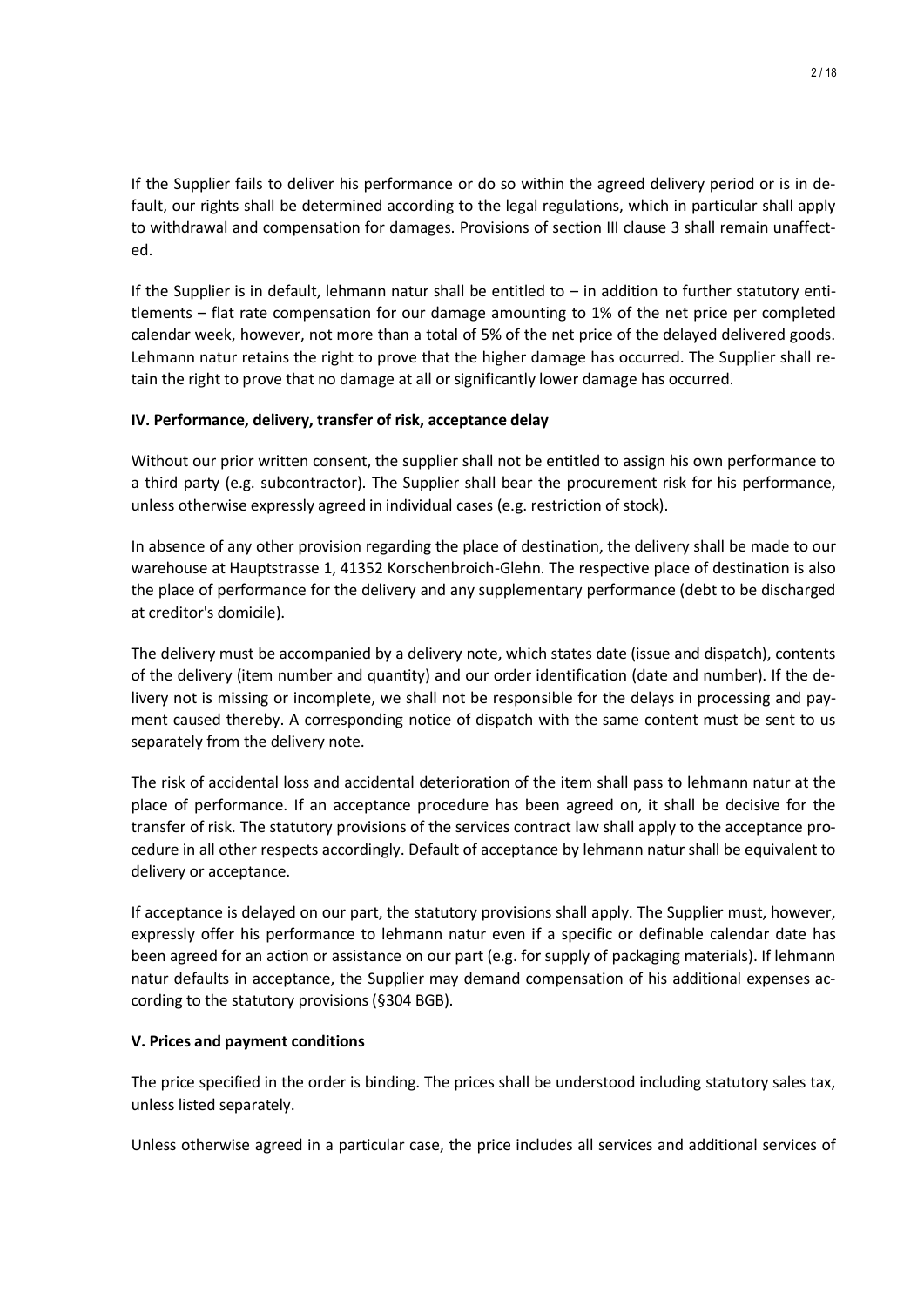If the Supplier fails to deliver his performance or do so within the agreed delivery period or is in default, our rights shall be determined according to the legal regulations, which in particular shall apply to withdrawal and compensation for damages. Provisions of section III clause 3 shall remain unaffected.

If the Supplier is in default, lehmann natur shall be entitled to – in addition to further statutory entitlements – flat rate compensation for our damage amounting to 1% of the net price per completed calendar week, however, not more than a total of 5% of the net price of the delayed delivered goods. Lehmann natur retains the right to prove that the higher damage has occurred. The Supplier shall retain the right to prove that no damage at all or significantly lower damage has occurred.

**IV. Performance, delivery, transfer of risk, acceptance delay**

Without our prior written consent, the supplier shall not be entitled to assign his own performance to a third party (e.g. subcontractor). The Supplier shall bear the procurement risk for his performance, unless otherwise expressly agreed in individual cases (e.g. restriction of stock).

In absence of any other provision regarding the place of destination, the delivery shall be made to our warehouse at Hauptstrasse 1, 41352 Korschenbroich-Glehn. The respective place of destination is also the place of performance for the delivery and any supplementary performance (debt to be discharged at creditor's domicile).

The delivery must be accompanied by a delivery note, which states date (issue and dispatch), contents of the delivery (item number and quantity) and our order identification (date and number). If the delivery not is missing or incomplete, we shall not be responsible for the delays in processing and payment caused thereby. A corresponding notice of dispatch with the same content must be sent to us separately from the delivery note.

The risk of accidental loss and accidental deterioration of the item shall pass to lehmann natur at the place of performance. If an acceptance procedure has been agreed on, it shall be decisive for the transfer of risk. The statutory provisions of the services contract law shall apply to the acceptance procedure in all other respects accordingly. Default of acceptance by lehmann natur shall be equivalent to delivery or acceptance.

If acceptance is delayed on our part, the statutory provisions shall apply. The Supplier must, however, expressly offer his performance to lehmann natur even if a specific or definable calendar date has been agreed for an action or assistance on our part (e.g. for supply of packaging materials). If lehmann natur defaults in acceptance, the Supplier may demand compensation of his additional expenses according to the statutory provisions (§304 BGB).

**V. Prices and payment conditions**

The price specified in the order is binding. The prices shall be understood including statutory sales tax, unless listed separately.

Unless otherwise agreed in a particular case, the price includes all services and additional services of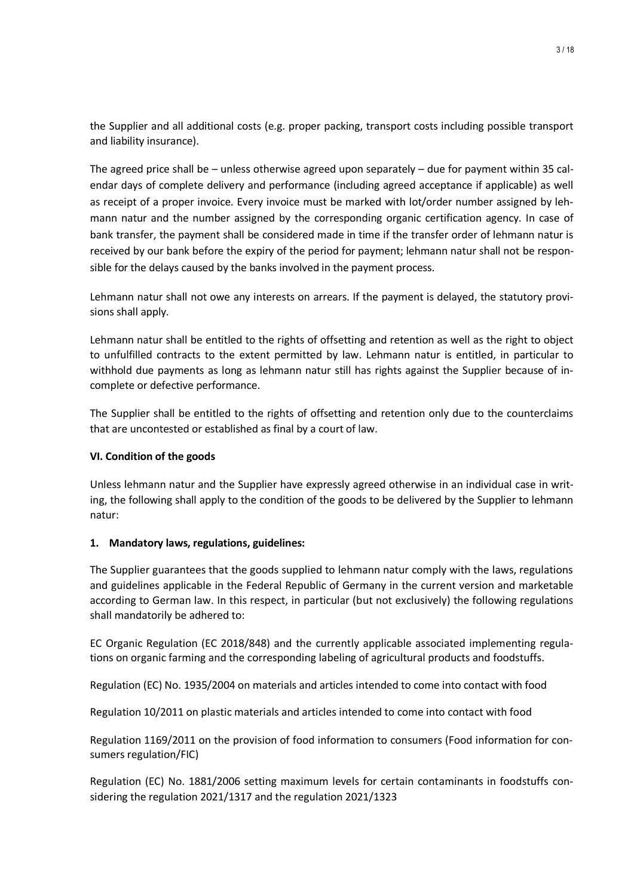the Supplier and all additional costs (e.g. proper packing, transport costs including possible transport and liability insurance).

The agreed price shall be – unless otherwise agreed upon separately – due for payment within 35 calendar days of complete delivery and performance (including agreed acceptance if applicable) as well as receipt of a proper invoice. Every invoice must be marked with lot/order number assigned by lehmann natur and the number assigned by the corresponding organic certification agency. In case of bank transfer, the payment shall be considered made in time if the transfer order of lehmann natur is received by our bank before the expiry of the period for payment; lehmann natur shall not be responsible for the delays caused by the banks involved in the payment process.

Lehmann natur shall not owe any interests on arrears. If the payment is delayed, the statutory provisions shall apply.

Lehmann natur shall be entitled to the rights of offsetting and retention as well as the right to object to unfulfilled contracts to the extent permitted by law. Lehmann natur is entitled, in particular to withhold due payments as long as lehmann natur still has rights against the Supplier because of incomplete or defective performance.

The Supplier shall be entitled to the rights of offsetting and retention only due to the counterclaims that are uncontested or established as final by a court of law.

**VI. Condition of the goods**

Unless lehmann natur and the Supplier have expressly agreed otherwise in an individual case in writing, the following shall apply to the condition of the goods to be delivered by the Supplier to lehmann natur:

**1. Mandatory laws, regulations, guidelines:**

The Supplier guarantees that the goods supplied to lehmann natur comply with the laws, regulations and guidelines applicable in the Federal Republic of Germany in the current version and marketable according to German law. In this respect, in particular (but not exclusively) the following regulations shall mandatorily be adhered to:

EC Organic Regulation (EC 2018/848) and the currently applicable associated implementing regulations on organic farming and the corresponding labeling of agricultural products and foodstuffs.

Regulation (EC) No. 1935/2004 on materials and articles intended to come into contact with food

Regulation 10/2011 on plastic materials and articles intended to come into contact with food

Regulation 1169/2011 on the provision of food information to consumers (Food information for consumers regulation/FIC)

Regulation (EC) No. 1881/2006 setting maximum levels for certain contaminants in foodstuffs considering the regulation 2021/1317 and the regulation 2021/1323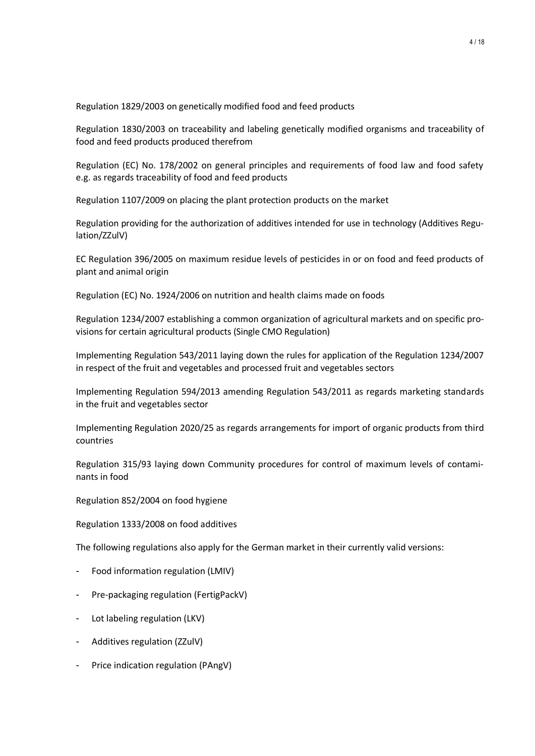Regulation 1829/2003 on genetically modified food and feed products

Regulation 1830/2003 on traceability and labeling genetically modified organisms and traceability of food and feed products produced therefrom

Regulation (EC) No. 178/2002 on general principles and requirements of food law and food safety e.g. as regards traceability of food and feed products

Regulation 1107/2009 on placing the plant protection products on the market

Regulation providing for the authorization of additives intended for use in technology (Additives Regulation/ZZulV)

EC Regulation 396/2005 on maximum residue levels of pesticides in or on food and feed products of plant and animal origin

Regulation (EC) No. 1924/2006 on nutrition and health claims made on foods

Regulation 1234/2007 establishing a common organization of agricultural markets and on specific provisions for certain agricultural products (Single CMO Regulation)

Implementing Regulation 543/2011 laying down the rules for application of the Regulation 1234/2007 in respect of the fruit and vegetables and processed fruit and vegetables sectors

Implementing Regulation 594/2013 amending Regulation 543/2011 as regards marketing standards in the fruit and vegetables sector

Implementing Regulation 2020/25 as regards arrangements for import of organic products from third countries

Regulation 315/93 laying down Community procedures for control of maximum levels of contaminants in food

Regulation 852/2004 on food hygiene

Regulation 1333/2008 on food additives

The following regulations also apply for the German market in their currently valid versions:

- Food information regulation (LMIV)
- Pre-packaging regulation (FertigPackV)
- Lot labeling regulation (LKV)
- Additives regulation (ZZulV)
- Price indication regulation (PAngV)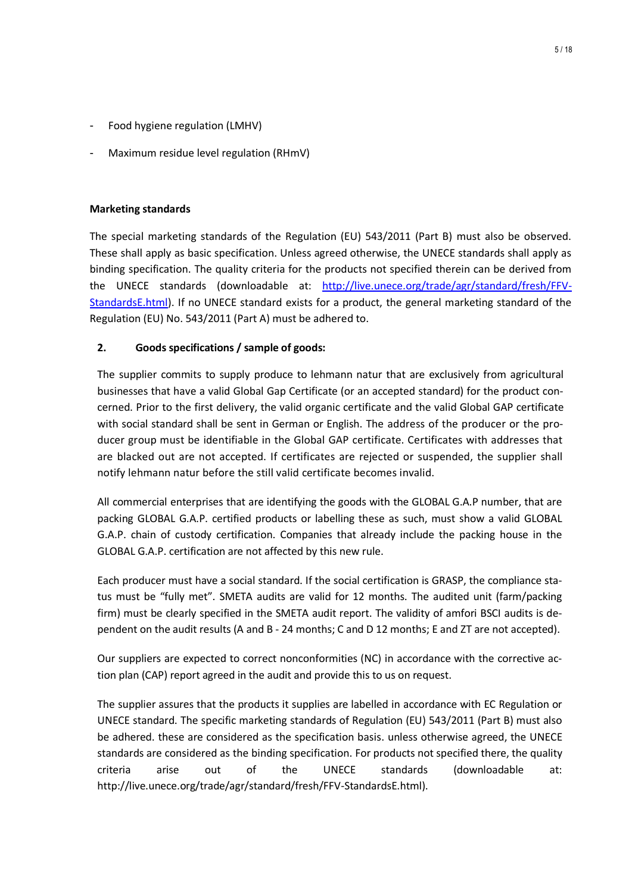- Food hygiene regulation (LMHV)
- Maximum residue level regulation (RHmV)

**Marketing standards**

The special marketing standards of the Regulation (EU) 543/2011 (Part B) must also be observed. These shall apply as basic specification. Unless agreed otherwise, the UNECE standards shall apply as binding specification. The quality criteria for the products not specified therein can be derived from the UNECE standards (downloadable at: [http://live.unece.org/trade/agr/standard/fresh/FFV-StandardsE.html](http://live.unece.org/trade/agr/standard/fresh/FFV-StandardsE.html)). If no UNECE standard exists for a product, the general marketing standard of the Regulation (EU) No. 543/2011 (Part A) must be adhered to.

## 2. Goods specifications / sample of goods:

The supplier commits to supply produce to lehmann natur that are exclusively from agricultural businesses that have a valid Global Gap Certificate (or an accepted standard) for the product concerned. Prior to the first delivery, the valid organic certificate and the valid Global GAP certificate with social standard shall be sent in German or English. The address of the producer or the producer group must be identifiable in the Global GAP certificate. Certificates with addresses that are blacked out are not accepted. If certificates are rejected or suspended, the supplier shall notify lehmann natur before the still valid certificate becomes invalid.

All commercial enterprises that are identifying the goods with the GLOBAL G.A.P number, that are packing GLOBAL G.A.P. certified products or labelling these as such, must show a valid GLOBAL G.A.P. chain of custody certification. Companies that already include the packing house in the GLOBAL G.A.P. certification are not affected by this new rule.

Each producer must have a social standard. If the social certification is GRASP, the compliance status must be "fully met". SMETA audits are valid for 12 months. The audited unit (farm/packing firm) must be clearly specified in the SMETA audit report. The validity of amfori BSCI audits is dependent on the audit results (A and B - 24 months; C and D 12 months; E and ZT are not accepted).

Our suppliers are expected to correct nonconformities (NC) in accordance with the corrective action plan (CAP) report agreed in the audit and provide this to us on request.

The supplier assures that the products it supplies are labelled in accordance with EC Regulation or UNECE standard. The specific marketing standards of Regulation (EU) 543/2011 (Part B) must also be adhered. these are considered as the specification basis. unless otherwise agreed, the UNECE standards are considered as the binding specification. For products not specified there, the quality criteria arise out of the UNECE standards (downloadable at: http://live.unece.org/trade/agr/standard/fresh/FFV-StandardsE.html).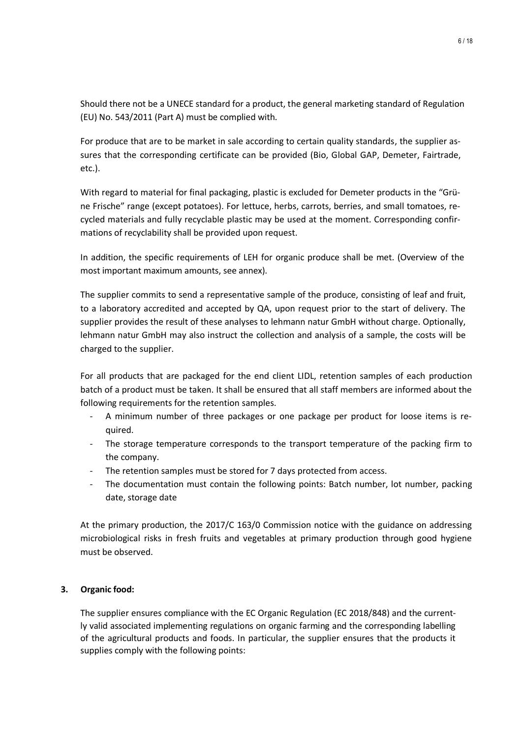Should there not be a UNECE standard for a product, the general marketing standard of Regulation (EU) No. 543/2011 (Part A) must be complied with.

For produce that are to be market in sale according to certain quality standards, the supplier assures that the corresponding certificate can be provided (Bio, Global GAP, Demeter, Fairtrade, etc.).

With regard to material for final packaging, plastic is excluded for Demeter products in the "Grüne Frische" range (except potatoes). For lettuce, herbs, carrots, berries, and small tomatoes, recycled materials and fully recyclable plastic may be used at the moment. Corresponding confirmations of recyclability shall be provided upon request.

In addition, the specific requirements of LEH for organic produce shall be met. (Overview of the most important maximum amounts, see annex).

The supplier commits to send a representative sample of the produce, consisting of leaf and fruit, to a laboratory accredited and accepted by QA, upon request prior to the start of delivery. The supplier provides the result of these analyses to lehmann natur GmbH without charge. Optionally, lehmann natur GmbH may also instruct the collection and analysis of a sample, the costs will be charged to the supplier.

For all products that are packaged for the end client LIDL, retention samples of each production batch of a product must be taken. It shall be ensured that all staff members are informed about the following requirements for the retention samples.

- A minimum number of three packages or one package per product for loose items is required.
- The storage temperature corresponds to the transport temperature of the packing firm to the company.
- The retention samples must be stored for 7 days protected from access.
- The documentation must contain the following points: Batch number, lot number, packing date, storage date

At the primary production, the 2017/C 163/0 Commission notice with the guidance on addressing microbiological risks in fresh fruits and vegetables at primary production through good hygiene must be observed.

## 3. Organic food:

The supplier ensures compliance with the EC Organic Regulation (EC 2018/848) and the currently valid associated implementing regulations on organic farming and the corresponding labelling of the agricultural products and foods. In particular, the supplier ensures that the products it supplies comply with the following points: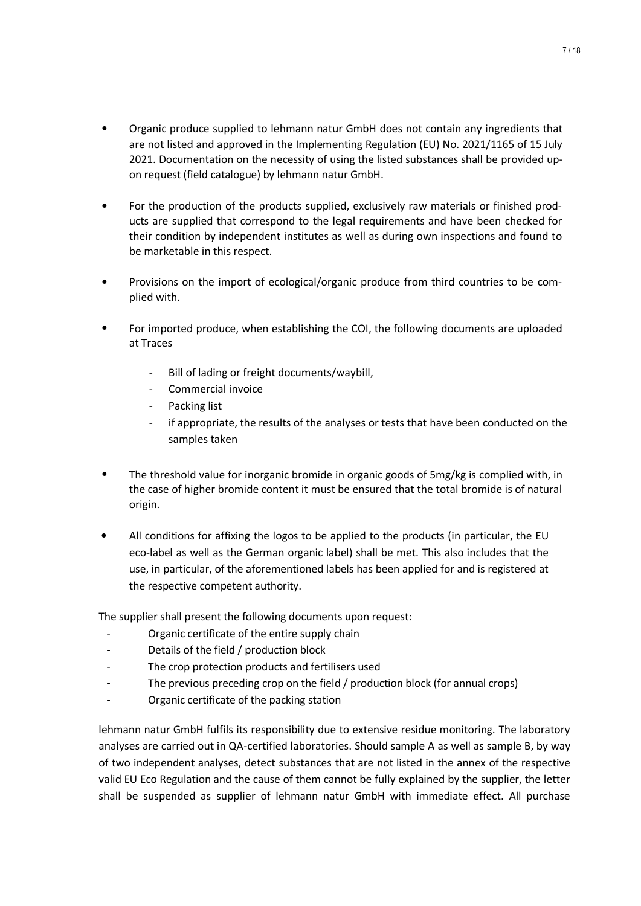- Organic produce supplied to lehmann natur GmbH does not contain any ingredients that are not listed and approved in the Implementing Regulation (EU) No. 2021/1165 of 15 July 2021. Documentation on the necessity of using the listed substances shall be provided upon request (field catalogue) by lehmann natur GmbH.

- For the production of the products supplied, exclusively raw materials or finished products are supplied that correspond to the legal requirements and have been checked for their condition by independent institutes as well as during own inspections and found to be marketable in this respect.

- Provisions on the import of ecological/organic produce from third countries to be complied with.

- For imported produce, when establishing the COI, the following documents are uploaded at Traces
    - Bill of lading or freight documents/waybill,
    - Commercial invoice
    - Packing list
    - if appropriate, the results of the analyses or tests that have been conducted on the samples taken

- The threshold value for inorganic bromide in organic goods of 5mg/kg is complied with, in the case of higher bromide content it must be ensured that the total bromide is of natural origin.

- All conditions for affixing the logos to be applied to the products (in particular, the EU eco-label as well as the German organic label) shall be met. This also includes that the use, in particular, of the aforementioned labels has been applied for and is registered at the respective competent authority.

The supplier shall present the following documents upon request:

- Organic certificate of the entire supply chain
- Details of the field / production block
- The crop protection products and fertilisers used
- The previous preceding crop on the field / production block (for annual crops)
- Organic certificate of the packing station

lehmann natur GmbH fulfils its responsibility due to extensive residue monitoring. The laboratory analyses are carried out in QA-certified laboratories. Should sample A as well as sample B, by way of two independent analyses, detect substances that are not listed in the annex of the respective valid EU Eco Regulation and the cause of them cannot be fully explained by the supplier, the letter shall be suspended as supplier of lehmann natur GmbH with immediate effect. All purchase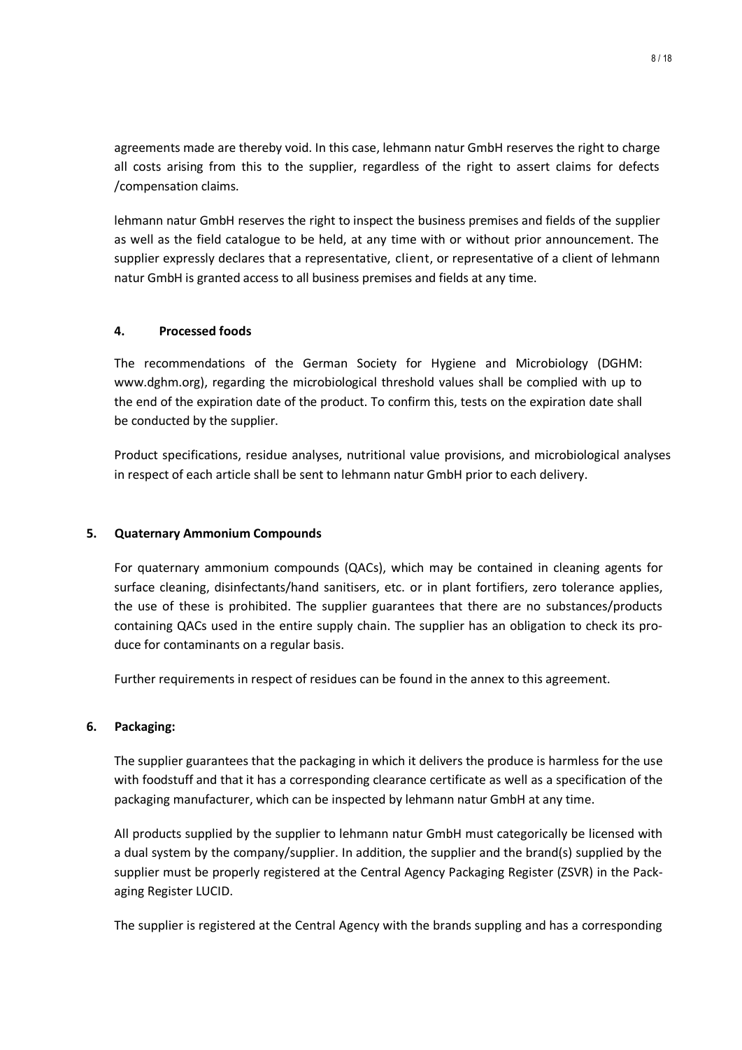agreements made are thereby void. In this case, lehmann natur GmbH reserves the right to charge all costs arising from this to the supplier, regardless of the right to assert claims for defects /compensation claims.

lehmann natur GmbH reserves the right to inspect the business premises and fields of the supplier as well as the field catalogue to be held, at any time with or without prior announcement. The supplier expressly declares that a representative, client, or representative of a client of lehmann natur GmbH is granted access to all business premises and fields at any time.

## 4. Processed foods

The recommendations of the German Society for Hygiene and Microbiology (DGHM: www.dghm.org), regarding the microbiological threshold values shall be complied with up to the end of the expiration date of the product. To confirm this, tests on the expiration date shall be conducted by the supplier.

Product specifications, residue analyses, nutritional value provisions, and microbiological analyses in respect of each article shall be sent to lehmann natur GmbH prior to each delivery.

## 5. Quaternary Ammonium Compounds

For quaternary ammonium compounds (QACs), which may be contained in cleaning agents for surface cleaning, disinfectants/hand sanitisers, etc. or in plant fortifiers, zero tolerance applies, the use of these is prohibited. The supplier guarantees that there are no substances/products containing QACs used in the entire supply chain. The supplier has an obligation to check its produce for contaminants on a regular basis.

Further requirements in respect of residues can be found in the annex to this agreement.

## 6. Packaging:

The supplier guarantees that the packaging in which it delivers the produce is harmless for the use with foodstuff and that it has a corresponding clearance certificate as well as a specification of the packaging manufacturer, which can be inspected by lehmann natur GmbH at any time.

All products supplied by the supplier to lehmann natur GmbH must categorically be licensed with a dual system by the company/supplier. In addition, the supplier and the brand(s) supplied by the supplier must be properly registered at the Central Agency Packaging Register (ZSVR) in the Packaging Register LUCID.

The supplier is registered at the Central Agency with the brands suppling and has a corresponding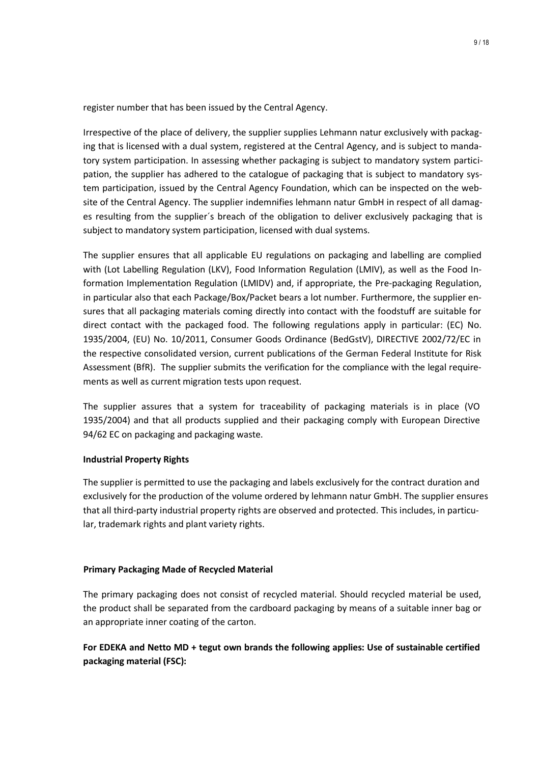register number that has been issued by the Central Agency.

Irrespective of the place of delivery, the supplier supplies Lehmann natur exclusively with packaging that is licensed with a dual system, registered at the Central Agency, and is subject to mandatory system participation. In assessing whether packaging is subject to mandatory system participation, the supplier has adhered to the catalogue of packaging that is subject to mandatory system participation, issued by the Central Agency Foundation, which can be inspected on the website of the Central Agency. The supplier indemnifies lehmann natur GmbH in respect of all damages resulting from the supplier´s breach of the obligation to deliver exclusively packaging that is subject to mandatory system participation, licensed with dual systems.

The supplier ensures that all applicable EU regulations on packaging and labelling are complied with (Lot Labelling Regulation (LKV), Food Information Regulation (LMIV), as well as the Food Information Implementation Regulation (LMIDV) and, if appropriate, the Pre-packaging Regulation, in particular also that each Package/Box/Packet bears a lot number. Furthermore, the supplier ensures that all packaging materials coming directly into contact with the foodstuff are suitable for direct contact with the packaged food. The following regulations apply in particular: (EC) No. 1935/2004, (EU) No. 10/2011, Consumer Goods Ordinance (BedGstV), DIRECTIVE 2002/72/EC in the respective consolidated version, current publications of the German Federal Institute for Risk Assessment (BfR). The supplier submits the verification for the compliance with the legal requirements as well as current migration tests upon request.

The supplier assures that a system for traceability of packaging materials is in place (VO 1935/2004) and that all products supplied and their packaging comply with European Directive 94/62 EC on packaging and packaging waste.

**Industrial Property Rights**

The supplier is permitted to use the packaging and labels exclusively for the contract duration and exclusively for the production of the volume ordered by lehmann natur GmbH. The supplier ensures that all third-party industrial property rights are observed and protected. This includes, in particular, trademark rights and plant variety rights.

**Primary Packaging Made of Recycled Material**

The primary packaging does not consist of recycled material. Should recycled material be used, the product shall be separated from the cardboard packaging by means of a suitable inner bag or an appropriate inner coating of the carton.

**For EDEKA and Netto MD + tegut own brands the following applies: Use of sustainable certified packaging material (FSC):**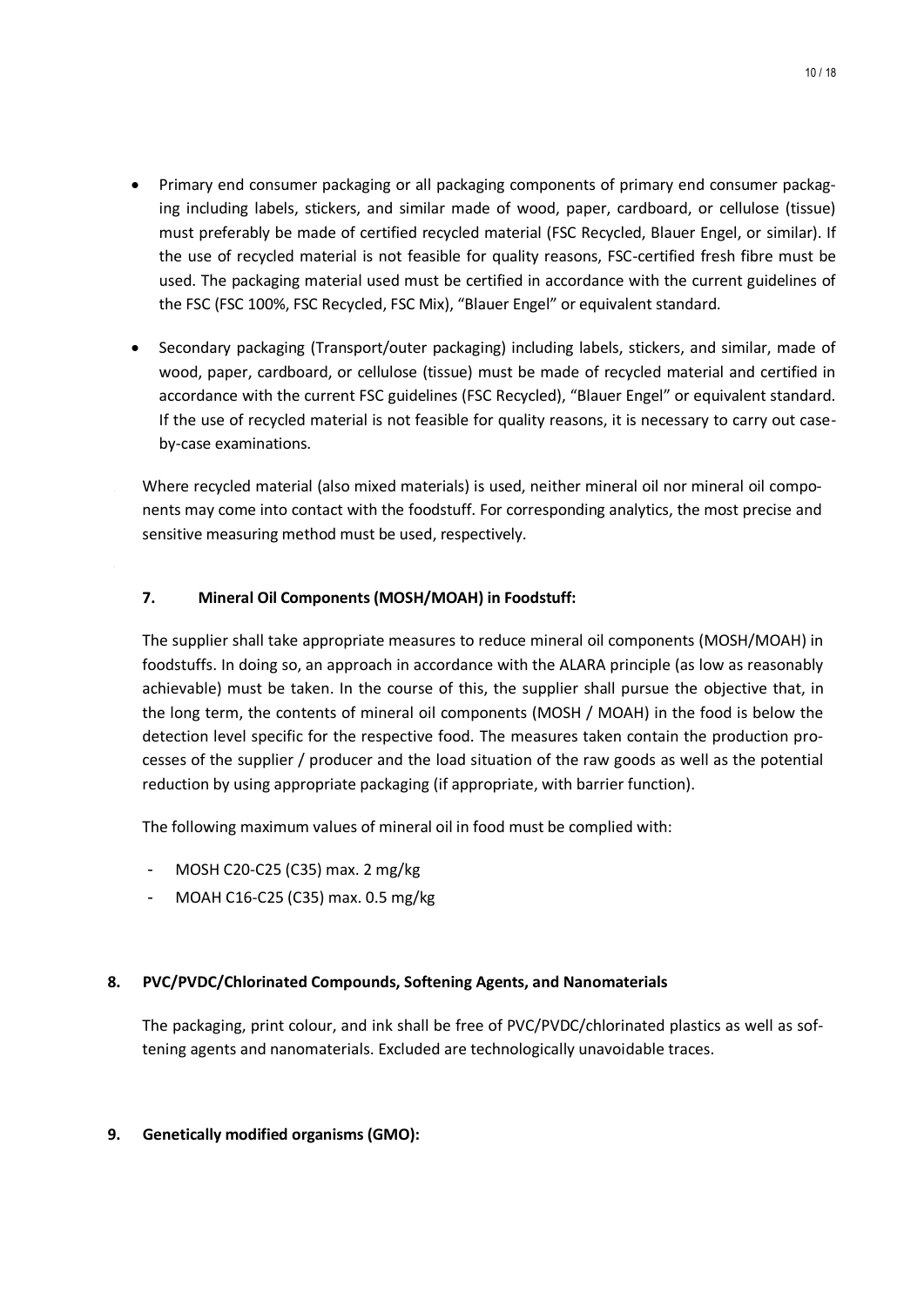- Primary end consumer packaging or all packaging components of primary end consumer packaging including labels, stickers, and similar made of wood, paper, cardboard, or cellulose (tissue) must preferably be made of certified recycled material (FSC Recycled, Blauer Engel, or similar). If the use of recycled material is not feasible for quality reasons, FSC-certified fresh fibre must be used. The packaging material used must be certified in accordance with the current guidelines of the FSC (FSC 100%, FSC Recycled, FSC Mix), "Blauer Engel" or equivalent standard.

- Secondary packaging (Transport/outer packaging) including labels, stickers, and similar, made of wood, paper, cardboard, or cellulose (tissue) must be made of recycled material and certified in accordance with the current FSC guidelines (FSC Recycled), "Blauer Engel" or equivalent standard. If the use of recycled material is not feasible for quality reasons, it is necessary to carry out case-by-case examinations.

Where recycled material (also mixed materials) is used, neither mineral oil nor mineral oil components may come into contact with the foodstuff. For corresponding analytics, the most precise and sensitive measuring method must be used, respectively.

## 7. Mineral Oil Components (MOSH/MOAH) in Foodstuff:

The supplier shall take appropriate measures to reduce mineral oil components (MOSH/MOAH) in foodstuffs. In doing so, an approach in accordance with the ALARA principle (as low as reasonably achievable) must be taken. In the course of this, the supplier shall pursue the objective that, in the long term, the contents of mineral oil components (MOSH / MOAH) in the food is below the detection level specific for the respective food. The measures taken contain the production processes of the supplier / producer and the load situation of the raw goods as well as the potential reduction by using appropriate packaging (if appropriate, with barrier function).

The following maximum values of mineral oil in food must be complied with:

- MOSH C20-C25 (C35) max. 2 mg/kg
- MOAH C16-C25 (C35) max. 0.5 mg/kg

## 8. PVC/PVDC/Chlorinated Compounds, Softening Agents, and Nanomaterials

The packaging, print colour, and ink shall be free of PVC/PVDC/chlorinated plastics as well as softening agents and nanomaterials. Excluded are technologically unavoidable traces.

## 9. Genetically modified organisms (GMO):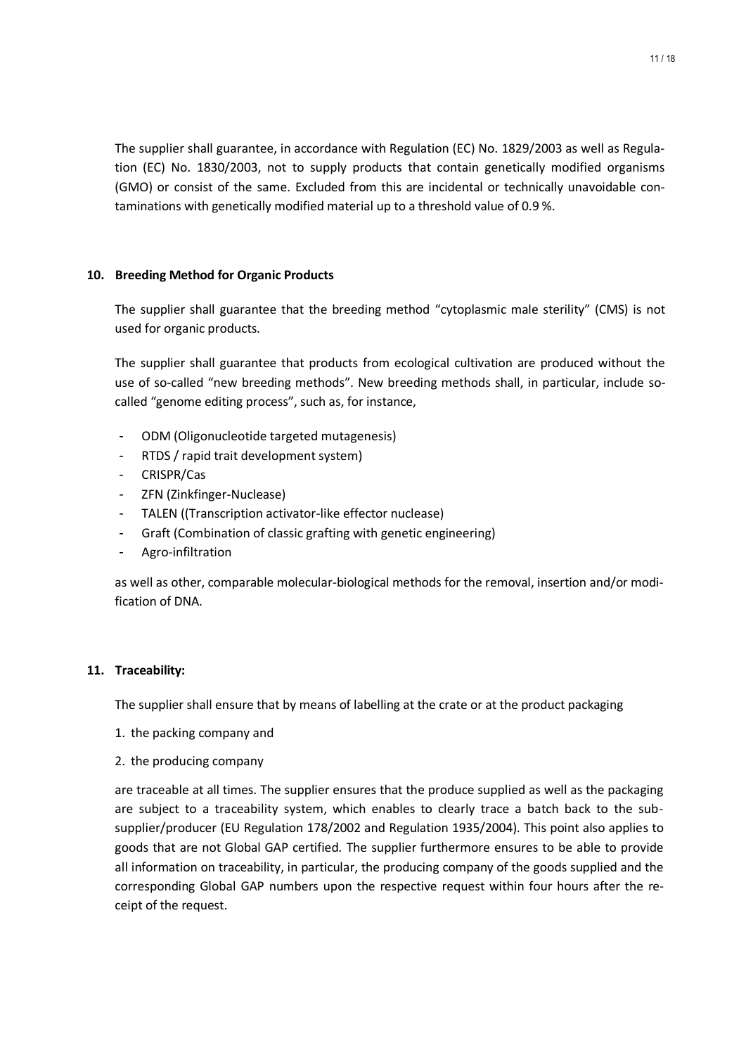The supplier shall guarantee, in accordance with Regulation (EC) No. 1829/2003 as well as Regulation (EC) No. 1830/2003, not to supply products that contain genetically modified organisms (GMO) or consist of the same. Excluded from this are incidental or technically unavoidable contaminations with genetically modified material up to a threshold value of 0.9 %.

## 10. Breeding Method for Organic Products

The supplier shall guarantee that the breeding method "cytoplasmic male sterility" (CMS) is not used for organic products.

The supplier shall guarantee that products from ecological cultivation are produced without the use of so-called "new breeding methods". New breeding methods shall, in particular, include so-called "genome editing process", such as, for instance,

- ODM (Oligonucleotide targeted mutagenesis)
- RTDS / rapid trait development system)
- CRISPR/Cas
- ZFN (Zinkfinger-Nuclease)
- TALEN ((Transcription activator-like effector nuclease)
- Graft (Combination of classic grafting with genetic engineering)
- Agro-infiltration

as well as other, comparable molecular-biological methods for the removal, insertion and/or modification of DNA.

## 11. Traceability:

The supplier shall ensure that by means of labelling at the crate or at the product packaging

1. the packing company and
2. the producing company

are traceable at all times. The supplier ensures that the produce supplied as well as the packaging are subject to a traceability system, which enables to clearly trace a batch back to the sub-supplier/producer (EU Regulation 178/2002 and Regulation 1935/2004). This point also applies to goods that are not Global GAP certified. The supplier furthermore ensures to be able to provide all information on traceability, in particular, the producing company of the goods supplied and the corresponding Global GAP numbers upon the respective request within four hours after the receipt of the request.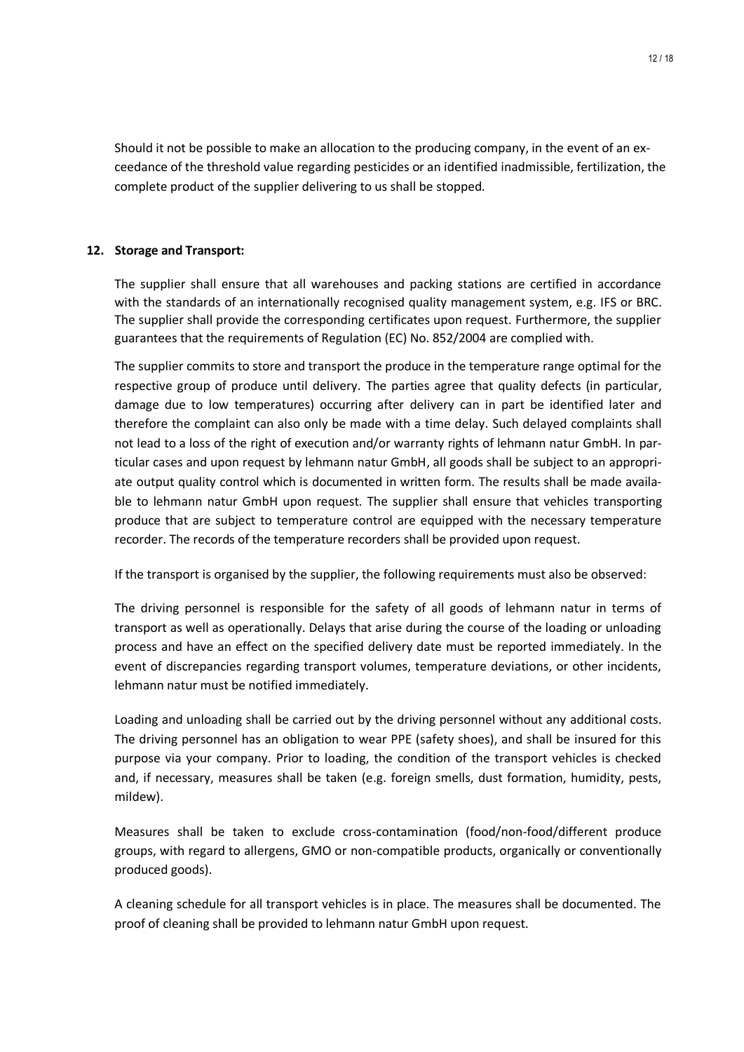Should it not be possible to make an allocation to the producing company, in the event of an exceedance of the threshold value regarding pesticides or an identified inadmissible, fertilization, the complete product of the supplier delivering to us shall be stopped.

## 12. Storage and Transport:

The supplier shall ensure that all warehouses and packing stations are certified in accordance with the standards of an internationally recognised quality management system, e.g. IFS or BRC. The supplier shall provide the corresponding certificates upon request. Furthermore, the supplier guarantees that the requirements of Regulation (EC) No. 852/2004 are complied with.

The supplier commits to store and transport the produce in the temperature range optimal for the respective group of produce until delivery. The parties agree that quality defects (in particular, damage due to low temperatures) occurring after delivery can in part be identified later and therefore the complaint can also only be made with a time delay. Such delayed complaints shall not lead to a loss of the right of execution and/or warranty rights of lehmann natur GmbH. In particular cases and upon request by lehmann natur GmbH, all goods shall be subject to an appropriate output quality control which is documented in written form. The results shall be made available to lehmann natur GmbH upon request. The supplier shall ensure that vehicles transporting produce that are subject to temperature control are equipped with the necessary temperature recorder. The records of the temperature recorders shall be provided upon request.

If the transport is organised by the supplier, the following requirements must also be observed:

The driving personnel is responsible for the safety of all goods of lehmann natur in terms of transport as well as operationally. Delays that arise during the course of the loading or unloading process and have an effect on the specified delivery date must be reported immediately. In the event of discrepancies regarding transport volumes, temperature deviations, or other incidents, lehmann natur must be notified immediately.

Loading and unloading shall be carried out by the driving personnel without any additional costs. The driving personnel has an obligation to wear PPE (safety shoes), and shall be insured for this purpose via your company. Prior to loading, the condition of the transport vehicles is checked and, if necessary, measures shall be taken (e.g. foreign smells, dust formation, humidity, pests, mildew).

Measures shall be taken to exclude cross-contamination (food/non-food/different produce groups, with regard to allergens, GMO or non-compatible products, organically or conventionally produced goods).

A cleaning schedule for all transport vehicles is in place. The measures shall be documented. The proof of cleaning shall be provided to lehmann natur GmbH upon request.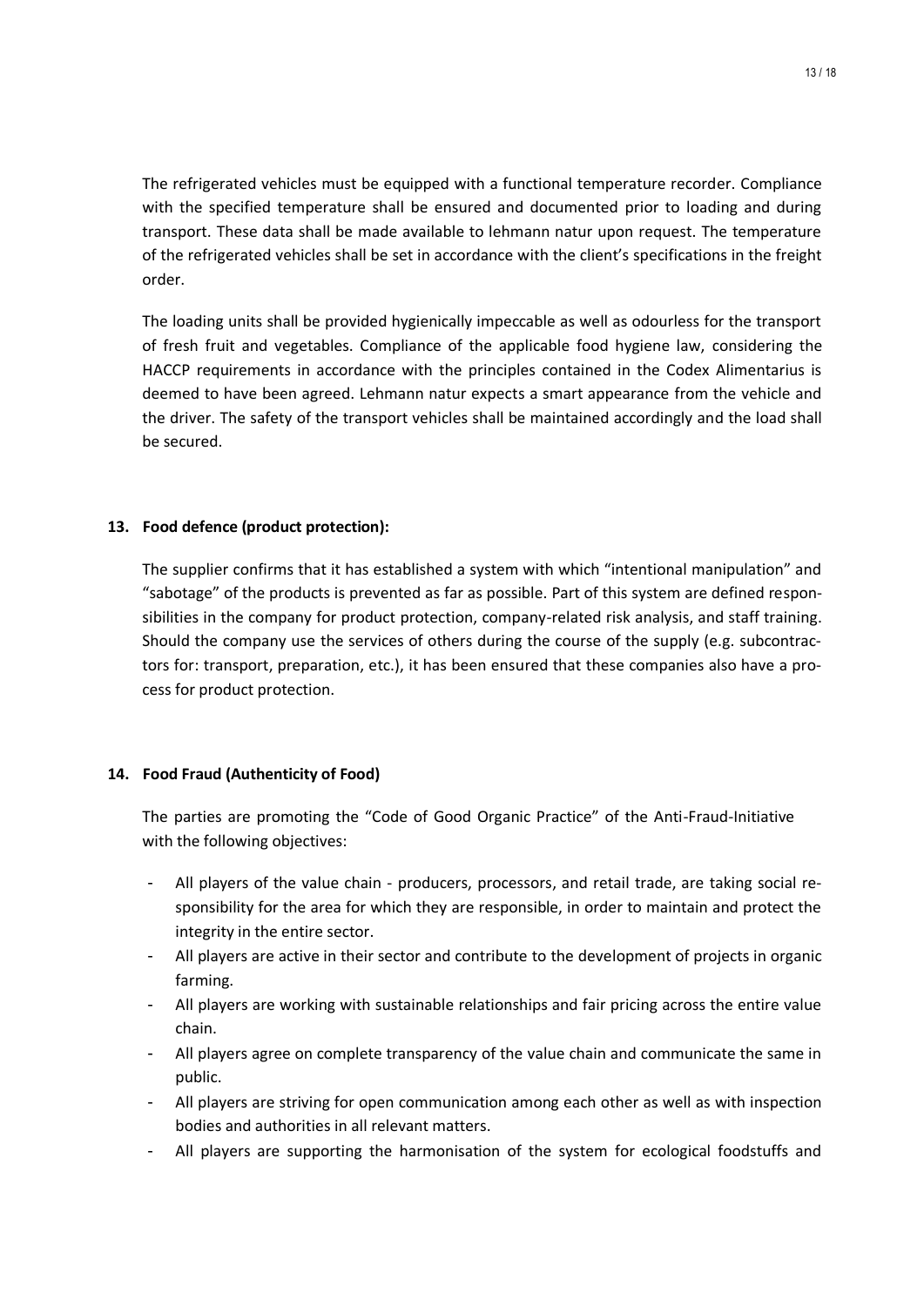The refrigerated vehicles must be equipped with a functional temperature recorder. Compliance with the specified temperature shall be ensured and documented prior to loading and during transport. These data shall be made available to lehmann natur upon request. The temperature of the refrigerated vehicles shall be set in accordance with the client's specifications in the freight order.

The loading units shall be provided hygienically impeccable as well as odourless for the transport of fresh fruit and vegetables. Compliance of the applicable food hygiene law, considering the HACCP requirements in accordance with the principles contained in the Codex Alimentarius is deemed to have been agreed. Lehmann natur expects a smart appearance from the vehicle and the driver. The safety of the transport vehicles shall be maintained accordingly and the load shall be secured.

## 13. Food defence (product protection):

The supplier confirms that it has established a system with which "intentional manipulation" and "sabotage" of the products is prevented as far as possible. Part of this system are defined responsibilities in the company for product protection, company-related risk analysis, and staff training. Should the company use the services of others during the course of the supply (e.g. subcontractors for: transport, preparation, etc.), it has been ensured that these companies also have a process for product protection.

## 14. Food Fraud (Authenticity of Food)

The parties are promoting the "Code of Good Organic Practice" of the Anti-Fraud-Initiative with the following objectives:

- All players of the value chain - producers, processors, and retail trade, are taking social responsibility for the area for which they are responsible, in order to maintain and protect the integrity in the entire sector.
- All players are active in their sector and contribute to the development of projects in organic farming.
- All players are working with sustainable relationships and fair pricing across the entire value chain.
- All players agree on complete transparency of the value chain and communicate the same in public.
- All players are striving for open communication among each other as well as with inspection bodies and authorities in all relevant matters.
- All players are supporting the harmonisation of the system for ecological foodstuffs and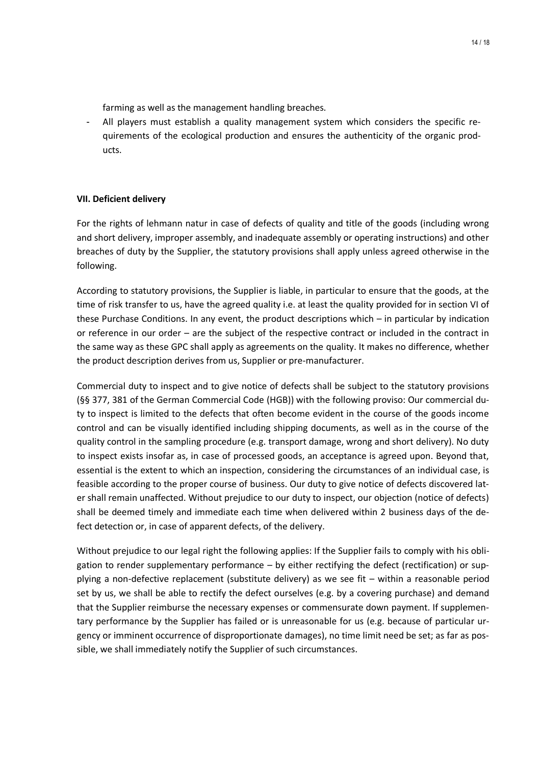farming as well as the management handling breaches.

- All players must establish a quality management system which considers the specific requirements of the ecological production and ensures the authenticity of the organic products.

**VII. Deficient delivery**

For the rights of lehmann natur in case of defects of quality and title of the goods (including wrong and short delivery, improper assembly, and inadequate assembly or operating instructions) and other breaches of duty by the Supplier, the statutory provisions shall apply unless agreed otherwise in the following.

According to statutory provisions, the Supplier is liable, in particular to ensure that the goods, at the time of risk transfer to us, have the agreed quality i.e. at least the quality provided for in section VI of these Purchase Conditions. In any event, the product descriptions which – in particular by indication or reference in our order – are the subject of the respective contract or included in the contract in the same way as these GPC shall apply as agreements on the quality. It makes no difference, whether the product description derives from us, Supplier or pre-manufacturer.

Commercial duty to inspect and to give notice of defects shall be subject to the statutory provisions (§§ 377, 381 of the German Commercial Code (HGB)) with the following proviso: Our commercial duty to inspect is limited to the defects that often become evident in the course of the goods income control and can be visually identified including shipping documents, as well as in the course of the quality control in the sampling procedure (e.g. transport damage, wrong and short delivery). No duty to inspect exists insofar as, in case of processed goods, an acceptance is agreed upon. Beyond that, essential is the extent to which an inspection, considering the circumstances of an individual case, is feasible according to the proper course of business. Our duty to give notice of defects discovered later shall remain unaffected. Without prejudice to our duty to inspect, our objection (notice of defects) shall be deemed timely and immediate each time when delivered within 2 business days of the defect detection or, in case of apparent defects, of the delivery.

Without prejudice to our legal right the following applies: If the Supplier fails to comply with his obligation to render supplementary performance – by either rectifying the defect (rectification) or supplying a non-defective replacement (substitute delivery) as we see fit – within a reasonable period set by us, we shall be able to rectify the defect ourselves (e.g. by a covering purchase) and demand that the Supplier reimburse the necessary expenses or commensurate down payment. If supplementary performance by the Supplier has failed or is unreasonable for us (e.g. because of particular urgency or imminent occurrence of disproportionate damages), no time limit need be set; as far as possible, we shall immediately notify the Supplier of such circumstances.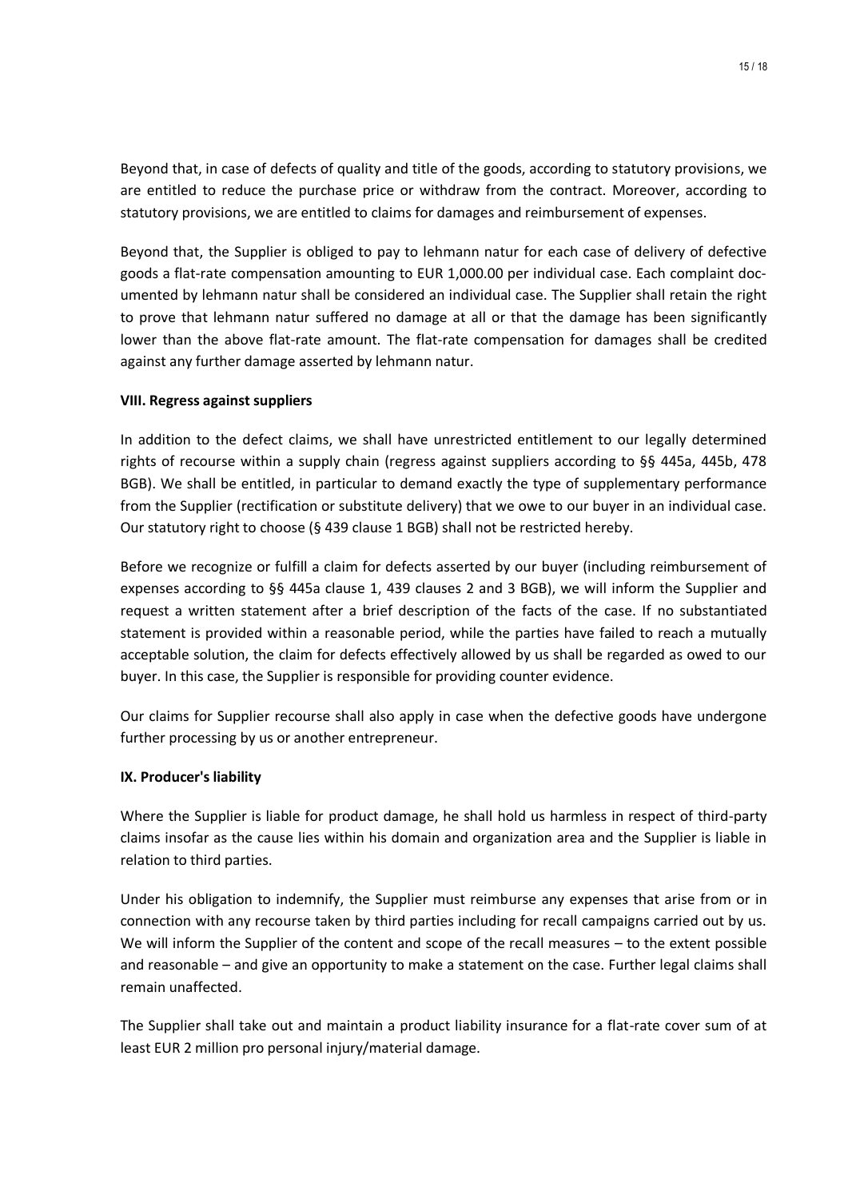Beyond that, in case of defects of quality and title of the goods, according to statutory provisions, we are entitled to reduce the purchase price or withdraw from the contract. Moreover, according to statutory provisions, we are entitled to claims for damages and reimbursement of expenses.

Beyond that, the Supplier is obliged to pay to lehmann natur for each case of delivery of defective goods a flat-rate compensation amounting to EUR 1,000.00 per individual case. Each complaint documented by lehmann natur shall be considered an individual case. The Supplier shall retain the right to prove that lehmann natur suffered no damage at all or that the damage has been significantly lower than the above flat-rate amount. The flat-rate compensation for damages shall be credited against any further damage asserted by lehmann natur.

**VIII. Regress against suppliers**

In addition to the defect claims, we shall have unrestricted entitlement to our legally determined rights of recourse within a supply chain (regress against suppliers according to §§ 445a, 445b, 478 BGB). We shall be entitled, in particular to demand exactly the type of supplementary performance from the Supplier (rectification or substitute delivery) that we owe to our buyer in an individual case. Our statutory right to choose (§ 439 clause 1 BGB) shall not be restricted hereby.

Before we recognize or fulfill a claim for defects asserted by our buyer (including reimbursement of expenses according to §§ 445a clause 1, 439 clauses 2 and 3 BGB), we will inform the Supplier and request a written statement after a brief description of the facts of the case. If no substantiated statement is provided within a reasonable period, while the parties have failed to reach a mutually acceptable solution, the claim for defects effectively allowed by us shall be regarded as owed to our buyer. In this case, the Supplier is responsible for providing counter evidence.

Our claims for Supplier recourse shall also apply in case when the defective goods have undergone further processing by us or another entrepreneur.

**IX. Producer's liability**

Where the Supplier is liable for product damage, he shall hold us harmless in respect of third-party claims insofar as the cause lies within his domain and organization area and the Supplier is liable in relation to third parties.

Under his obligation to indemnify, the Supplier must reimburse any expenses that arise from or in connection with any recourse taken by third parties including for recall campaigns carried out by us. We will inform the Supplier of the content and scope of the recall measures – to the extent possible and reasonable – and give an opportunity to make a statement on the case. Further legal claims shall remain unaffected.

The Supplier shall take out and maintain a product liability insurance for a flat-rate cover sum of at least EUR 2 million pro personal injury/material damage.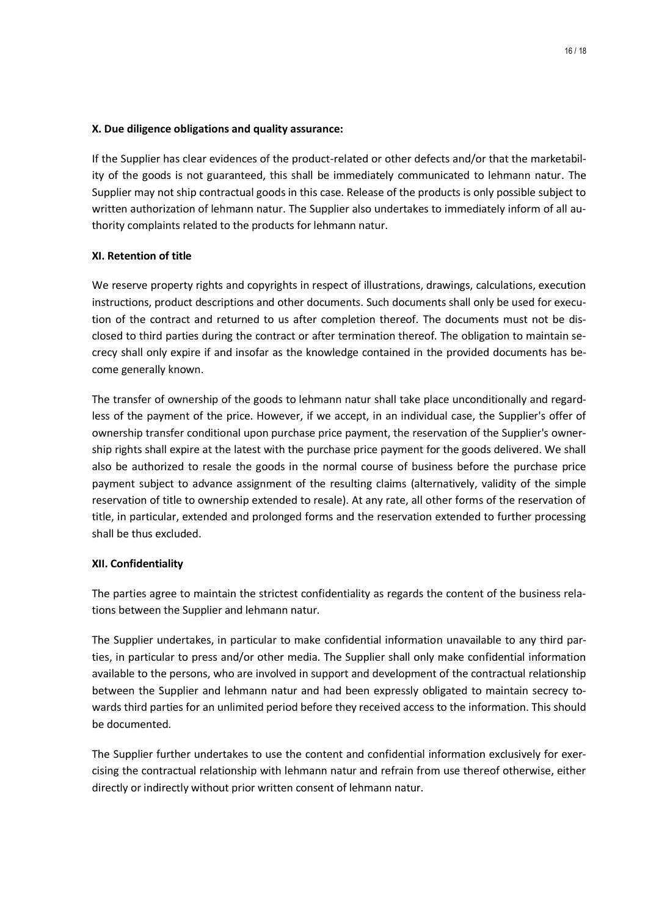**X. Due diligence obligations and quality assurance:**

If the Supplier has clear evidences of the product-related or other defects and/or that the marketability of the goods is not guaranteed, this shall be immediately communicated to lehmann natur. The Supplier may not ship contractual goods in this case. Release of the products is only possible subject to written authorization of lehmann natur. The Supplier also undertakes to immediately inform of all authority complaints related to the products for lehmann natur.

**XI. Retention of title**

We reserve property rights and copyrights in respect of illustrations, drawings, calculations, execution instructions, product descriptions and other documents. Such documents shall only be used for execution of the contract and returned to us after completion thereof. The documents must not be disclosed to third parties during the contract or after termination thereof. The obligation to maintain secrecy shall only expire if and insofar as the knowledge contained in the provided documents has become generally known.

The transfer of ownership of the goods to lehmann natur shall take place unconditionally and regardless of the payment of the price. However, if we accept, in an individual case, the Supplier's offer of ownership transfer conditional upon purchase price payment, the reservation of the Supplier's ownership rights shall expire at the latest with the purchase price payment for the goods delivered. We shall also be authorized to resale the goods in the normal course of business before the purchase price payment subject to advance assignment of the resulting claims (alternatively, validity of the simple reservation of title to ownership extended to resale). At any rate, all other forms of the reservation of title, in particular, extended and prolonged forms and the reservation extended to further processing shall be thus excluded.

**XII. Confidentiality**

The parties agree to maintain the strictest confidentiality as regards the content of the business relations between the Supplier and lehmann natur.

The Supplier undertakes, in particular to make confidential information unavailable to any third parties, in particular to press and/or other media. The Supplier shall only make confidential information available to the persons, who are involved in support and development of the contractual relationship between the Supplier and lehmann natur and had been expressly obligated to maintain secrecy towards third parties for an unlimited period before they received access to the information. This should be documented.

The Supplier further undertakes to use the content and confidential information exclusively for exercising the contractual relationship with lehmann natur and refrain from use thereof otherwise, either directly or indirectly without prior written consent of lehmann natur.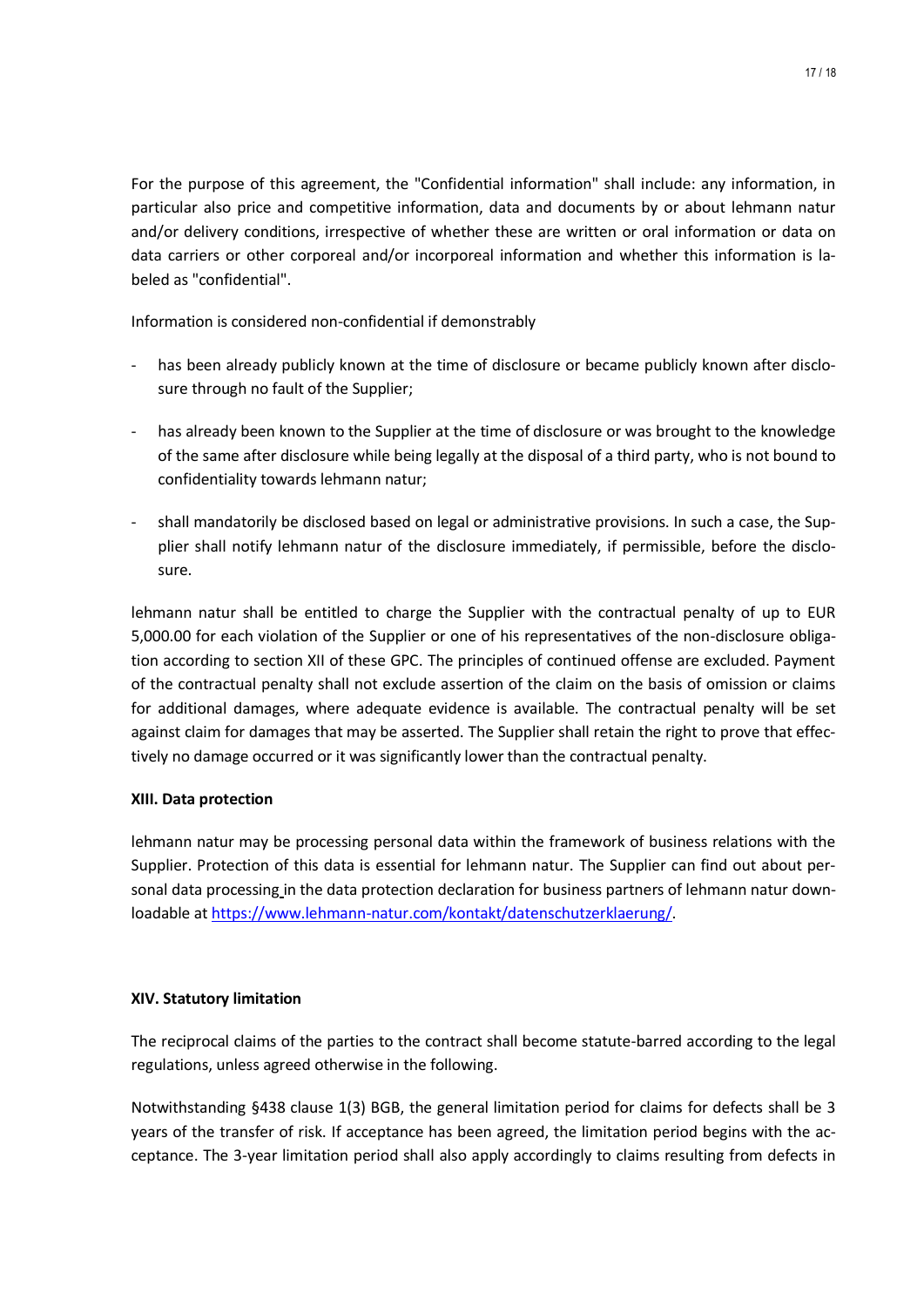For the purpose of this agreement, the "Confidential information" shall include: any information, in particular also price and competitive information, data and documents by or about lehmann natur and/or delivery conditions, irrespective of whether these are written or oral information or data on data carriers or other corporeal and/or incorporeal information and whether this information is labeled as "confidential".

Information is considered non-confidential if demonstrably

- has been already publicly known at the time of disclosure or became publicly known after disclosure through no fault of the Supplier;
- has already been known to the Supplier at the time of disclosure or was brought to the knowledge of the same after disclosure while being legally at the disposal of a third party, who is not bound to confidentiality towards lehmann natur;
- shall mandatorily be disclosed based on legal or administrative provisions. In such a case, the Supplier shall notify lehmann natur of the disclosure immediately, if permissible, before the disclosure.

lehmann natur shall be entitled to charge the Supplier with the contractual penalty of up to EUR 5,000.00 for each violation of the Supplier or one of his representatives of the non-disclosure obligation according to section XII of these GPC. The principles of continued offense are excluded. Payment of the contractual penalty shall not exclude assertion of the claim on the basis of omission or claims for additional damages, where adequate evidence is available. The contractual penalty will be set against claim for damages that may be asserted. The Supplier shall retain the right to prove that effectively no damage occurred or it was significantly lower than the contractual penalty.

**XIII. Data protection**

lehmann natur may be processing personal data within the framework of business relations with the Supplier. Protection of this data is essential for lehmann natur. The Supplier can find out about personal data processing in the data protection declaration for business partners of lehmann natur downloadable at https://www.lehmann-natur.com/kontakt/datenschutzerklaerung/.

**XIV. Statutory limitation**

The reciprocal claims of the parties to the contract shall become statute-barred according to the legal regulations, unless agreed otherwise in the following.

Notwithstanding §438 clause 1(3) BGB, the general limitation period for claims for defects shall be 3 years of the transfer of risk. If acceptance has been agreed, the limitation period begins with the acceptance. The 3-year limitation period shall also apply accordingly to claims resulting from defects in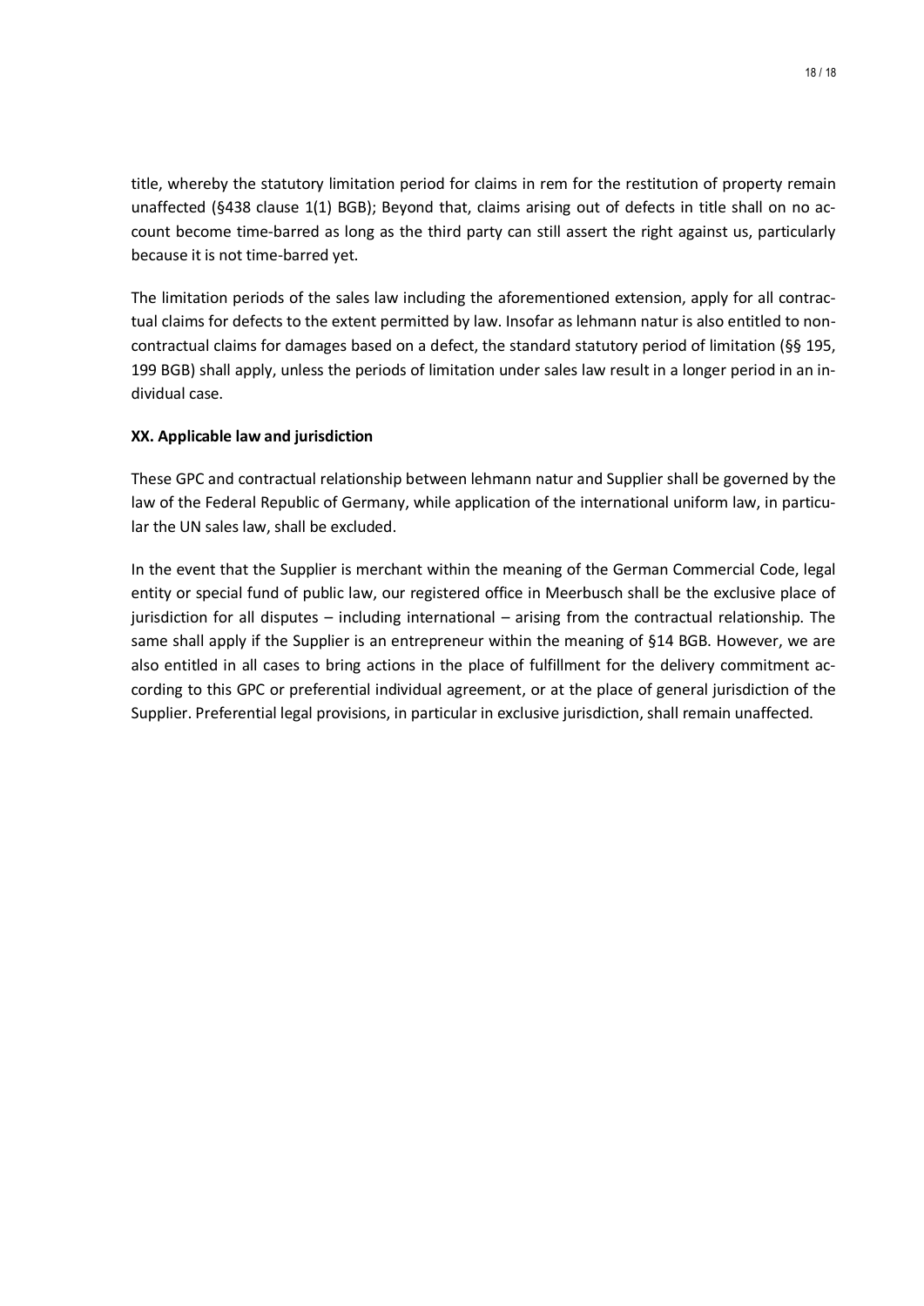title, whereby the statutory limitation period for claims in rem for the restitution of property remain unaffected (§438 clause 1(1) BGB); Beyond that, claims arising out of defects in title shall on no account become time-barred as long as the third party can still assert the right against us, particularly because it is not time-barred yet.

The limitation periods of the sales law including the aforementioned extension, apply for all contractual claims for defects to the extent permitted by law. Insofar as lehmann natur is also entitled to non-contractual claims for damages based on a defect, the standard statutory period of limitation (§§ 195, 199 BGB) shall apply, unless the periods of limitation under sales law result in a longer period in an individual case.

### XX. Applicable law and jurisdiction

These GPC and contractual relationship between lehmann natur and Supplier shall be governed by the law of the Federal Republic of Germany, while application of the international uniform law, in particular the UN sales law, shall be excluded.

In the event that the Supplier is merchant within the meaning of the German Commercial Code, legal entity or special fund of public law, our registered office in Meerbusch shall be the exclusive place of jurisdiction for all disputes – including international – arising from the contractual relationship. The same shall apply if the Supplier is an entrepreneur within the meaning of §14 BGB. However, we are also entitled in all cases to bring actions in the place of fulfillment for the delivery commitment according to this GPC or preferential individual agreement, or at the place of general jurisdiction of the Supplier. Preferential legal provisions, in particular in exclusive jurisdiction, shall remain unaffected.